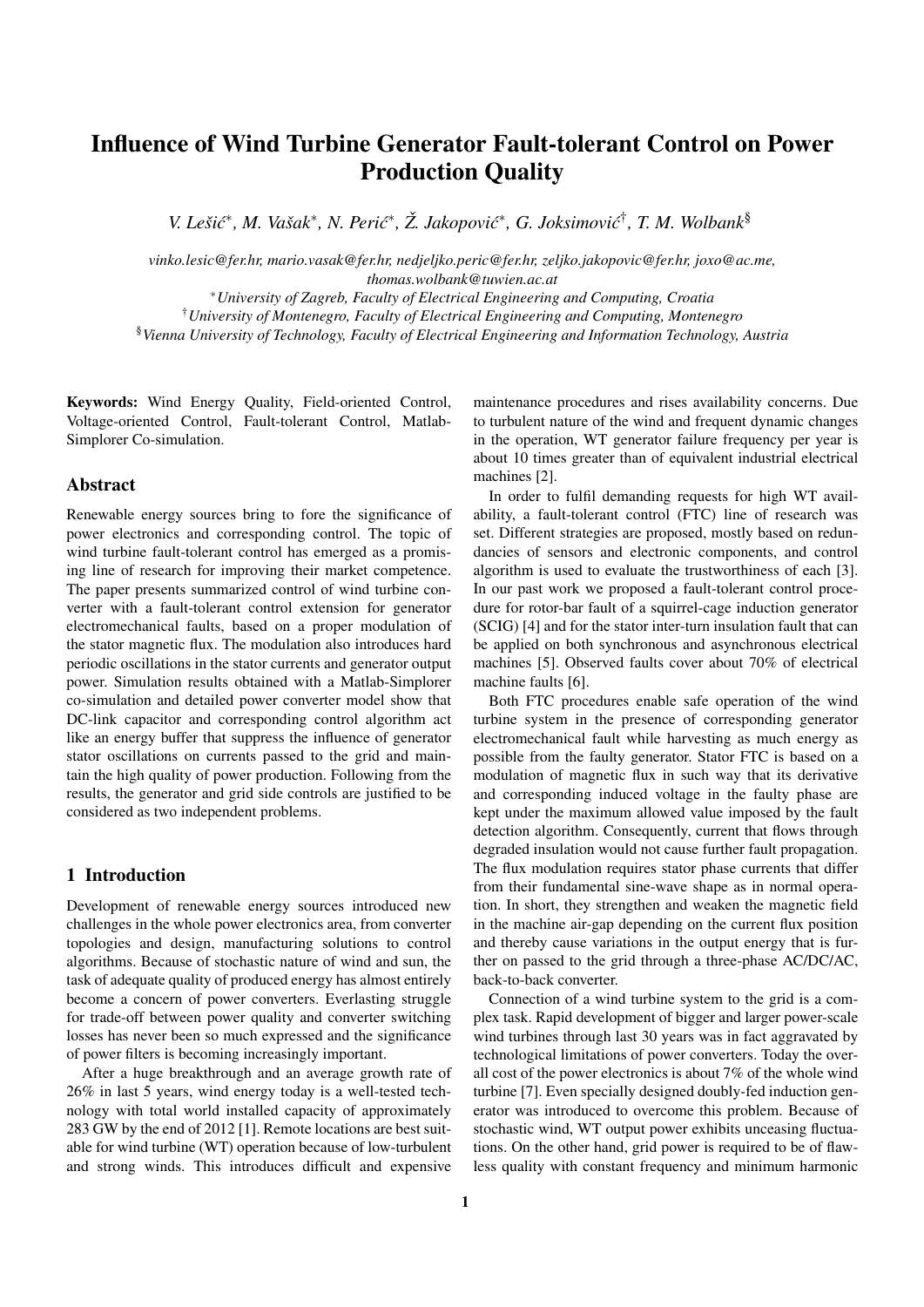# Influence of Wind Turbine Generator Fault-tolerant Control on Power Production Quality

*V. Lešić\*, M. Vašak\*, N. Perić\*, Ž. Jakopović\*, G. Joksimović†, T. M. Wolbank§*

*vinko.lesic@fer.hr, mario.vasak@fer.hr, nedjeljko.peric@fer.hr, zeljko.jakopovic@fer.hr, joxo@ac.me, thomas.wolbank@tuwien.ac.at*

*\*University of Zagreb, Faculty of Electrical Engineering and Computing, Croatia*

*†University of Montenegro, Faculty of Electrical Engineering and Computing, Montenegro*

*§Vienna University of Technology, Faculty of Electrical Engineering and Information Technology, Austria*

**Keywords:** Wind Energy Quality, Field-oriented Control, Voltage-oriented Control, Fault-tolerant Control, Matlab-Simplorer Co-simulation.

## Abstract

Renewable energy sources bring to fore the significance of power electronics and corresponding control. The topic of wind turbine fault-tolerant control has emerged as a promising line of research for improving their market competence. The paper presents summarized control of wind turbine converter with a fault-tolerant control extension for generator electromechanical faults, based on a proper modulation of the stator magnetic flux. The modulation also introduces hard periodic oscillations in the stator currents and generator output power. Simulation results obtained with a Matlab-Simplorer co-simulation and detailed power converter model show that DC-link capacitor and corresponding control algorithm act like an energy buffer that suppress the influence of generator stator oscillations on currents passed to the grid and maintain the high quality of power production. Following from the results, the generator and grid side controls are justified to be considered as two independent problems.

## 1 Introduction

Development of renewable energy sources introduced new challenges in the whole power electronics area, from converter topologies and design, manufacturing solutions to control algorithms. Because of stochastic nature of wind and sun, the task of adequate quality of produced energy has almost entirely become a concern of power converters. Everlasting struggle for trade-off between power quality and converter switching losses has never been so much expressed and the significance of power filters is becoming increasingly important.

After a huge breakthrough and an average growth rate of 26% in last 5 years, wind energy today is a well-tested technology with total world installed capacity of approximately 283 GW by the end of 2012 [1]. Remote locations are best suitable for wind turbine (WT) operation because of low-turbulent and strong winds. This introduces difficult and expensive maintenance procedures and rises availability concerns. Due to turbulent nature of the wind and frequent dynamic changes in the operation, WT generator failure frequency per year is about 10 times greater than of equivalent industrial electrical machines [2].

In order to fulfil demanding requests for high WT availability, a fault-tolerant control (FTC) line of research was set. Different strategies are proposed, mostly based on redundancies of sensors and electronic components, and control algorithm is used to evaluate the trustworthiness of each [3]. In our past work we proposed a fault-tolerant control procedure for rotor-bar fault of a squirrel-cage induction generator (SCIG) [4] and for the stator inter-turn insulation fault that can be applied on both synchronous and asynchronous electrical machines [5]. Observed faults cover about 70% of electrical machine faults [6].

Both FTC procedures enable safe operation of the wind turbine system in the presence of corresponding generator electromechanical fault while harvesting as much energy as possible from the faulty generator. Stator FTC is based on a modulation of magnetic flux in such way that its derivative and corresponding induced voltage in the faulty phase are kept under the maximum allowed value imposed by the fault detection algorithm. Consequently, current that flows through degraded insulation would not cause further fault propagation. The flux modulation requires stator phase currents that differ from their fundamental sine-wave shape as in normal operation. In short, they strengthen and weaken the magnetic field in the machine air-gap depending on the current flux position and thereby cause variations in the output energy that is further on passed to the grid through a three-phase AC/DC/AC, back-to-back converter.

Connection of a wind turbine system to the grid is a complex task. Rapid development of bigger and larger power-scale wind turbines through last 30 years was in fact aggravated by technological limitations of power converters. Today the overall cost of the power electronics is about 7% of the whole wind turbine [7]. Even specially designed doubly-fed induction generator was introduced to overcome this problem. Because of stochastic wind, WT output power exhibits unceasing fluctuations. On the other hand, grid power is required to be of flawless quality with constant frequency and minimum harmonic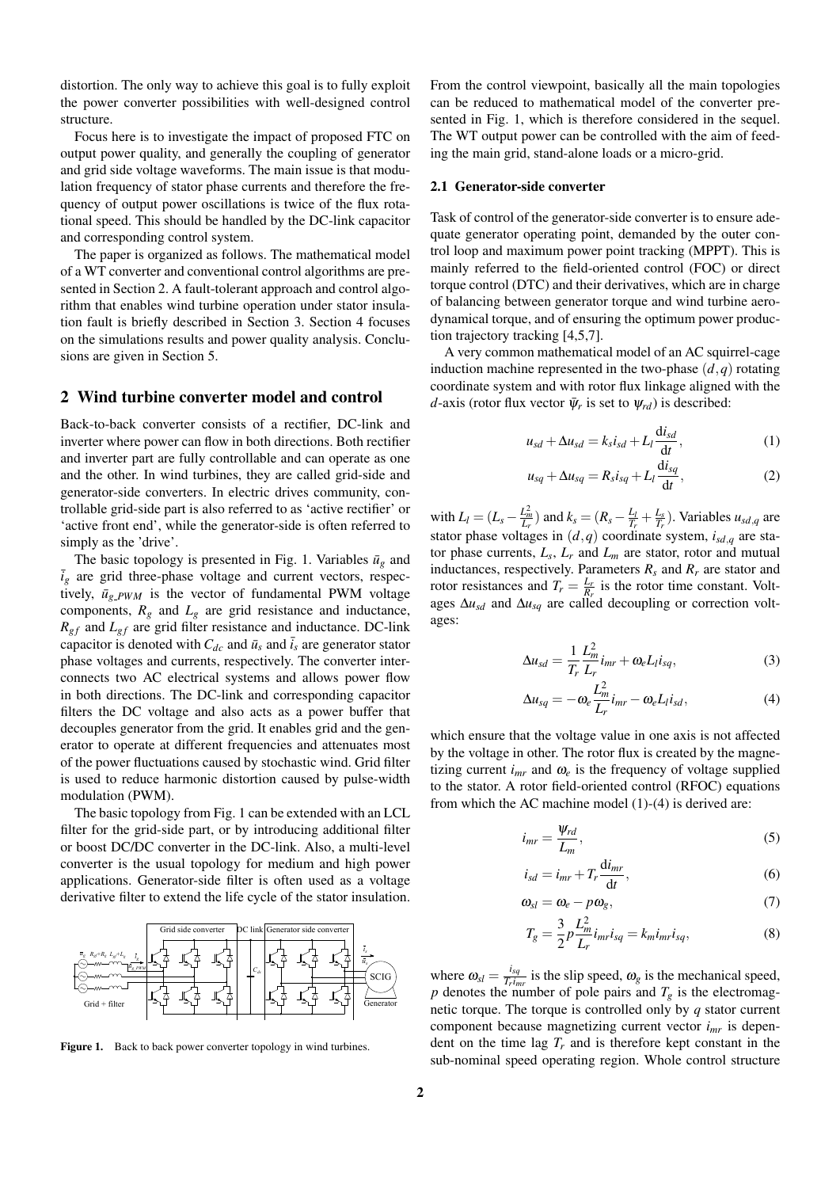distortion. The only way to achieve this goal is to fully exploit the power converter possibilities with well-designed control structure.

Focus here is to investigate the impact of proposed FTC on output power quality, and generally the coupling of generator and grid side voltage waveforms. The main issue is that modulation frequency of stator phase currents and therefore the frequency of output power oscillations is twice of the flux rotational speed. This should be handled by the DC-link capacitor and corresponding control system.

The paper is organized as follows. The mathematical model of a WT converter and conventional control algorithms are presented in Section 2. A fault-tolerant approach and control algorithm that enables wind turbine operation under stator insulation fault is briefly described in Section 3. Section 4 focuses on the simulations results and power quality analysis. Conclusions are given in Section 5.

## 2 Wind turbine converter model and control

Back-to-back converter consists of a rectifier, DC-link and inverter where power can flow in both directions. Both rectifier and inverter part are fully controllable and can operate as one and the other. In wind turbines, they are called grid-side and generator-side converters. In electric drives community, controllable grid-side part is also referred to as 'active rectifier' or 'active front end', while the generator-side is often referred to simply as the 'drive'.

The basic topology is presented in Fig. 1. Variables $\bar{u}_g$ and $\bar{i}_g$ are grid three-phase voltage and current vectors, respectively, $\bar{u}_{g\_PWM}$ is the vector of fundamental PWM voltage components, $R_g$ and $L_g$ are grid resistance and inductance, $R_{gf}$ and $L_{gf}$ are grid filter resistance and inductance. DC-link capacitor is denoted with $C_{dc}$ and $\bar{u}_s$ and $\bar{i}_s$ are generator stator phase voltages and currents, respectively. The converter interconnects two AC electrical systems and allows power flow in both directions. The DC-link and corresponding capacitor filters the DC voltage and also acts as a power buffer that decouples generator from the grid. It enables grid and the generator to operate at different frequencies and attenuates most of the power fluctuations caused by stochastic wind. Grid filter is used to reduce harmonic distortion caused by pulse-width modulation (PWM).

The basic topology from Fig. 1 can be extended with an LCL filter for the grid-side part, or by introducing additional filter or boost DC/DC converter in the DC-link. Also, a multi-level converter is the usual topology for medium and high power applications. Generator-side filter is often used as a voltage derivative filter to extend the life cycle of the stator insulation.

**Figure 1.** Back to back power converter topology in wind turbines.

From the control viewpoint, basically all the main topologies can be reduced to mathematical model of the converter presented in Fig. 1, which is therefore considered in the sequel. The WT output power can be controlled with the aim of feeding the main grid, stand-alone loads or a micro-grid.

### 2.1 Generator-side converter

Task of control of the generator-side converter is to ensure adequate generator operating point, demanded by the outer control loop and maximum power point tracking (MPPT). This is mainly referred to the field-oriented control (FOC) or direct torque control (DTC) and their derivatives, which are in charge of balancing between generator torque and wind turbine aerodynamical torque, and of ensuring the optimum power production trajectory tracking [4,5,7].

A very common mathematical model of an AC squirrel-cage induction machine represented in the two-phase $(d,q)$ rotating coordinate system and with rotor flux linkage aligned with the $d$-axis (rotor flux vector $\bar{\psi}_r$ is set to $\psi_{rd}$) is described:

$$u_{sd} + \Delta u_{sd} = k_s i_{sd} + L_l \frac{\mathrm{d}i_{sd}}{\mathrm{d}t}, \tag{1}$$

$$u_{sq} + \Delta u_{sq} = R_s i_{sq} + L_l \frac{\mathrm{d}i_{sq}}{\mathrm{d}t}, \tag{2}$$

with $L_l = (L_s - \frac{L_m^2}{L_r})$ and $k_s = (R_s - \frac{L_l}{T_r} + \frac{L_s}{T_r})$. Variables $u_{sd,q}$ are stator phase voltages in $(d,q)$ coordinate system, $i_{sd,q}$ are stator phase currents, $L_s$, $L_r$ and $L_m$ are stator, rotor and mutual inductances, respectively. Parameters $R_s$ and $R_r$ are stator and rotor resistances and $T_r = \frac{L_r}{R_r}$ is the rotor time constant. Voltages $\Delta u_{sd}$ and $\Delta u_{sq}$ are called decoupling or correction voltages:

$$\Delta u_{sd} = \frac{1}{T_r} \frac{L_m^2}{L_r} i_{mr} + \omega_e L_l i_{sq}, \tag{3}$$

$$\Delta u_{sq} = -\omega_e \frac{L_m^2}{L_r} i_{mr} - \omega_e L_l i_{sd}, \tag{4}$$

which ensure that the voltage value in one axis is not affected by the voltage in other. The rotor flux is created by the magnetizing current $i_{mr}$ and $\omega_e$ is the frequency of voltage supplied to the stator. A rotor field-oriented control (RFOC) equations from which the AC machine model (1)-(4) is derived are:

$$i_{mr} = \frac{\psi_{rd}}{L_m}, \tag{5}$$

$$i_{sd} = i_{mr} + T_r \frac{\mathrm{d}i_{mr}}{\mathrm{d}t}, \tag{6}$$

$$\omega_{sl} = \omega_e - p\omega_g, \tag{7}$$

$$T_g = \frac{3}{2} p \frac{L_m^2}{L_r} i_{mr} i_{sq} = k_m i_{mr} i_{sq}, \tag{8}$$

where $\omega_{sl} = \frac{i_{sq}}{T_r i_{mr}}$ is the slip speed, $\omega_g$ is the mechanical speed, $p$ denotes the number of pole pairs and $T_g$ is the electromagnetic torque. The torque is controlled only by $q$ stator current component because magnetizing current vector $i_{mr}$ is dependent on the time lag $T_r$ and is therefore kept constant in the sub-nominal speed operating region. Whole control structure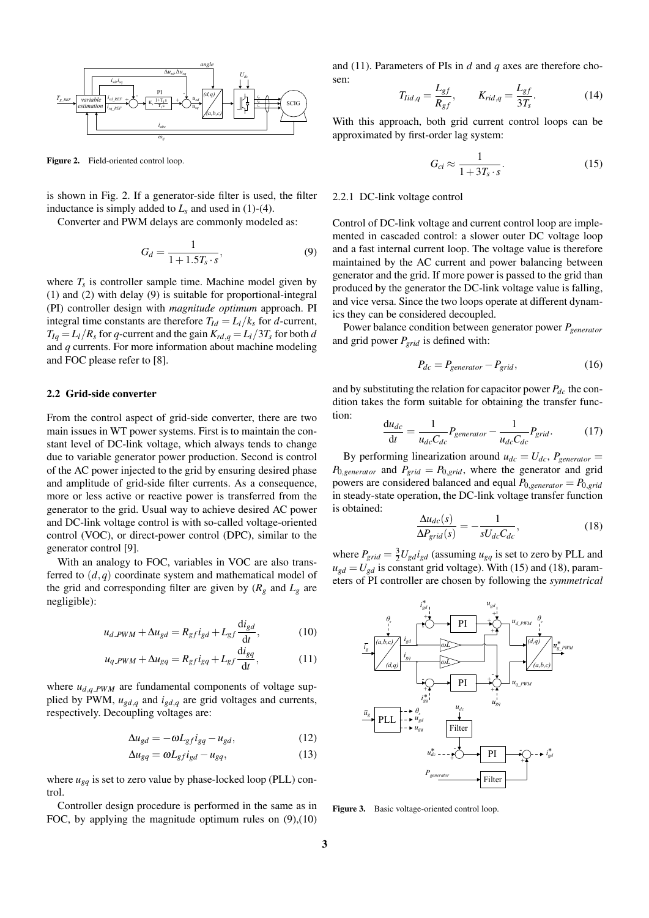Figure 2. Field-oriented control loop.

is shown in Fig. 2. If a generator-side filter is used, the filter inductance is simply added to $L_s$ and used in (1)-(4).

Converter and PWM delays are commonly modeled as:

$$G_d = \frac{1}{1 + 1.5T_s \cdot s}, \tag{9}$$

where $T_s$ is controller sample time. Machine model given by (1) and (2) with delay (9) is suitable for proportional-integral (PI) controller design with *magnitude optimum* approach. PI integral time constants are therefore $T_{Id} = L_l/k_s$ for $d$-current, $T_{Iq} = L_l/R_s$ for $q$-current and the gain $K_{rd,q} = L_l/3T_s$ for both $d$ and $q$ currents. For more information about machine modeling and FOC please refer to [8].

### 2.2 Grid-side converter

From the control aspect of grid-side converter, there are two main issues in WT power systems. First is to maintain the constant level of DC-link voltage, which always tends to change due to variable generator power production. Second is control of the AC power injected to the grid by ensuring desired phase and amplitude of grid-side filter currents. As a consequence, more or less active or reactive power is transferred from the generator to the grid. Usual way to achieve desired AC power and DC-link voltage control is with so-called voltage-oriented control (VOC), or direct-power control (DPC), similar to the generator control [9].

With an analogy to FOC, variables in VOC are also transferred to $(d,q)$ coordinate system and mathematical model of the grid and corresponding filter are given by ($R_g$ and $L_g$ are negligible):

$$u_{d\_PWM} + \Delta u_{gd} = R_{gf} i_{gd} + L_{gf} \frac{\mathrm{d}i_{gd}}{\mathrm{d}t}, \tag{10}$$

$$u_{q\_PWM} + \Delta u_{gq} = R_{gf} i_{gq} + L_{gf} \frac{\mathrm{d}i_{gq}}{\mathrm{d}t}, \tag{11}$$

where $u_{d,q\_PWM}$ are fundamental components of voltage supplied by PWM, $u_{gd,q}$ and $i_{gd,q}$ are grid voltages and currents, respectively. Decoupling voltages are:

$$\Delta u_{gd} = -\omega L_{gf} i_{gq} - u_{gd}, \tag{12}$$

$$\Delta u_{gq} = \omega L_{gf} i_{gd} - u_{gq}, \tag{13}$$

where $u_{gq}$ is set to zero value by phase-locked loop (PLL) control.

Controller design procedure is performed in the same as in FOC, by applying the magnitude optimum rules on (9),(10) and (11). Parameters of PIs in $d$ and $q$ axes are therefore chosen:

$$T_{Iid,q} = \frac{L_{gf}}{R_{gf}}, \qquad K_{rid,q} = \frac{L_{gf}}{3T_s}. \tag{14}$$

With this approach, both grid current control loops can be approximated by first-order lag system:

$$G_{ci} \approx \frac{1}{1 + 3T_s \cdot s}. \tag{15}$$

#### 2.2.1 DC-link voltage control

Control of DC-link voltage and current control loop are implemented in cascaded control: a slower outer DC voltage loop and a fast internal current loop. The voltage value is therefore maintained by the AC current and power balancing between generator and the grid. If more power is passed to the grid than produced by the generator the DC-link voltage value is falling, and vice versa. Since the two loops operate at different dynamics they can be considered decoupled.

Power balance condition between generator power $P_{generator}$ and grid power $P_{grid}$ is defined with:

$$P_{dc} = P_{generator} - P_{grid}, \tag{16}$$

and by substituting the relation for capacitor power $P_{dc}$ the condition takes the form suitable for obtaining the transfer function:

$$\frac{\mathrm{d}u_{dc}}{\mathrm{d}t} = \frac{1}{u_{dc}C_{dc}} P_{generator} - \frac{1}{u_{dc}C_{dc}} P_{grid}. \tag{17}$$

By performing linearization around $u_{dc} = U_{dc}$, $P_{generator} = P_{0,generator}$ and $P_{grid} = P_{0,grid}$, where the generator and grid powers are considered balanced and equal $P_{0,generator} = P_{0,grid}$ in steady-state operation, the DC-link voltage transfer function is obtained:

$$\frac{\Delta u_{dc}(s)}{\Delta P_{grid}(s)} = -\frac{1}{sU_{dc}C_{dc}}, \tag{18}$$

where $P_{grid} = \frac{3}{2} U_{gd} i_{gd}$ (assuming $u_{gq}$ is set to zero by PLL and $u_{gd} = U_{gd}$ is constant grid voltage). With (15) and (18), parameters of PI controller are chosen by following the *symmetrical*

Figure 3. Basic voltage-oriented control loop.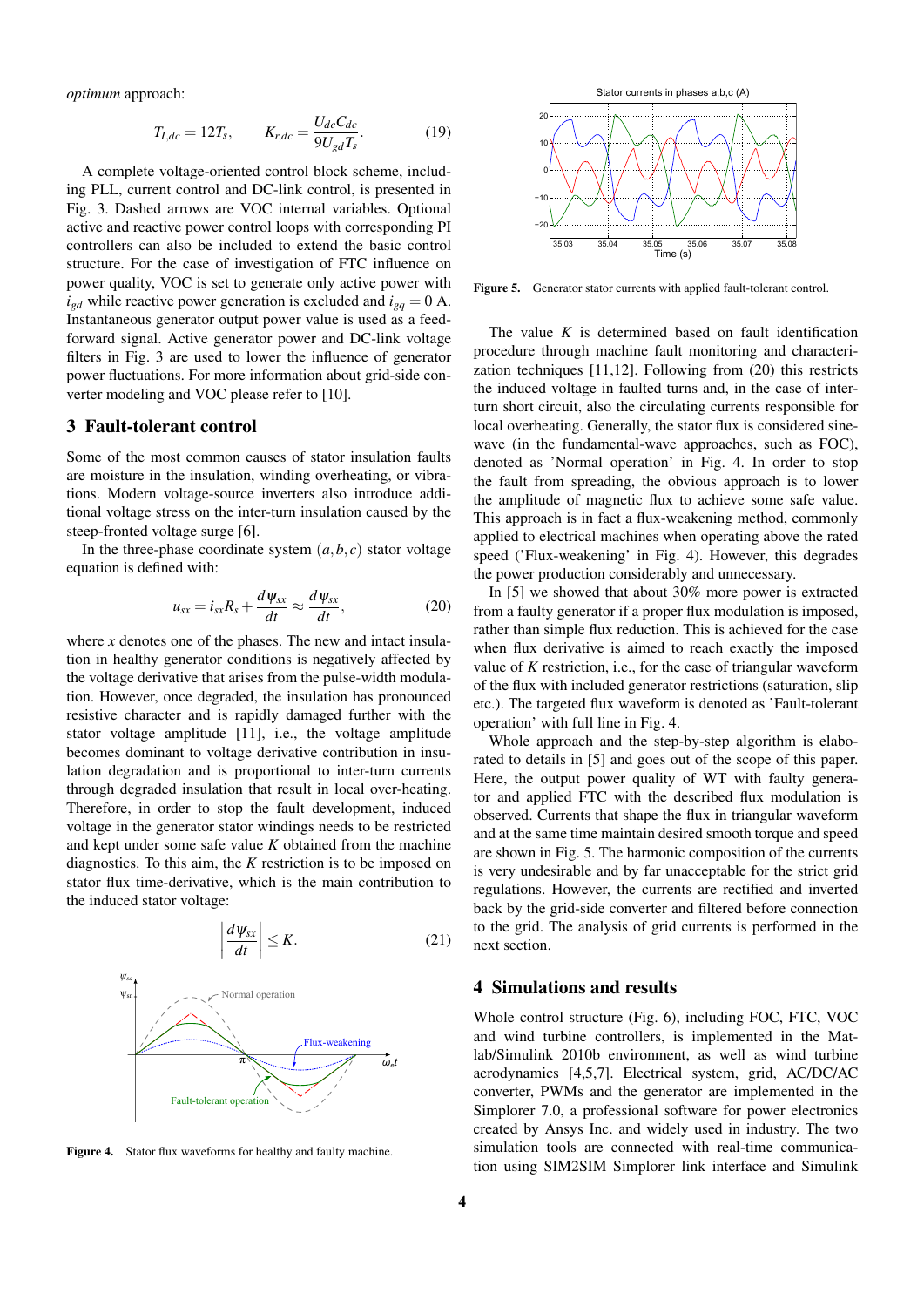*optimum* approach:

$$T_{I,dc} = 12T_s, \qquad K_{r,dc} = \frac{U_{dc}C_{dc}}{9U_{gd}T_s}. \tag{19}$$

A complete voltage-oriented control block scheme, including PLL, current control and DC-link control, is presented in Fig. 3. Dashed arrows are VOC internal variables. Optional active and reactive power control loops with corresponding PI controllers can also be included to extend the basic control structure. For the case of investigation of FTC influence on power quality, VOC is set to generate only active power with $i_{gd}$ while reactive power generation is excluded and $i_{gq} = 0$ A. Instantaneous generator output power value is used as a feed-forward signal. Active generator power and DC-link voltage filters in Fig. 3 are used to lower the influence of generator power fluctuations. For more information about grid-side converter modeling and VOC please refer to [10].

## 3 Fault-tolerant control

Some of the most common causes of stator insulation faults are moisture in the insulation, winding overheating, or vibrations. Modern voltage-source inverters also introduce additional voltage stress on the inter-turn insulation caused by the steep-fronted voltage surge [6].

In the three-phase coordinate system $(a, b, c)$ stator voltage equation is defined with:

$$u_{sx} = i_{sx}R_s + \frac{d\psi_{sx}}{dt} \approx \frac{d\psi_{sx}}{dt}, \tag{20}$$

where $x$ denotes one of the phases. The new and intact insulation in healthy generator conditions is negatively affected by the voltage derivative that arises from the pulse-width modulation. However, once degraded, the insulation has pronounced resistive character and is rapidly damaged further with the stator voltage amplitude [11], i.e., the voltage amplitude becomes dominant to voltage derivative contribution in insulation degradation and is proportional to inter-turn currents through degraded insulation that result in local over-heating. Therefore, in order to stop the fault development, induced voltage in the generator stator windings needs to be restricted and kept under some safe value $K$ obtained from the machine diagnostics. To this aim, the $K$ restriction is to be imposed on stator flux time-derivative, which is the main contribution to the induced stator voltage:

$$\left|\frac{d\psi_{sx}}{dt}\right| \leq K. \tag{21}$$

**Figure 4.** Stator flux waveforms for healthy and faulty machine.

**Figure 5.** Generator stator currents with applied fault-tolerant control.

The value $K$ is determined based on fault identification procedure through machine fault monitoring and characterization techniques [11,12]. Following from (20) this restricts the induced voltage in faulted turns and, in the case of inter-turn short circuit, also the circulating currents responsible for local overheating. Generally, the stator flux is considered sine-wave (in the fundamental-wave approaches, such as FOC), denoted as 'Normal operation' in Fig. 4. In order to stop the fault from spreading, the obvious approach is to lower the amplitude of magnetic flux to achieve some safe value. This approach is in fact a flux-weakening method, commonly applied to electrical machines when operating above the rated speed ('Flux-weakening' in Fig. 4). However, this degrades the power production considerably and unnecessary.

In [5] we showed that about 30% more power is extracted from a faulty generator if a proper flux modulation is imposed, rather than simple flux reduction. This is achieved for the case when flux derivative is aimed to reach exactly the imposed value of $K$ restriction, i.e., for the case of triangular waveform of the flux with included generator restrictions (saturation, slip etc.). The targeted flux waveform is denoted as 'Fault-tolerant operation' with full line in Fig. 4.

Whole approach and the step-by-step algorithm is elaborated to details in [5] and goes out of the scope of this paper. Here, the output power quality of WT with faulty generator and applied FTC with the described flux modulation is observed. Currents that shape the flux in triangular waveform and at the same time maintain desired smooth torque and speed are shown in Fig. 5. The harmonic composition of the currents is very undesirable and by far unacceptable for the strict grid regulations. However, the currents are rectified and inverted back by the grid-side converter and filtered before connection to the grid. The analysis of grid currents is performed in the next section.

## 4 Simulations and results

Whole control structure (Fig. 6), including FOC, FTC, VOC and wind turbine controllers, is implemented in the Matlab/Simulink 2010b environment, as well as wind turbine aerodynamics [4,5,7]. Electrical system, grid, AC/DC/AC converter, PWMs and the generator are implemented in the Simplorer 7.0, a professional software for power electronics created by Ansys Inc. and widely used in industry. The two simulation tools are connected with real-time communication using SIM2SIM Simplorer link interface and Simulink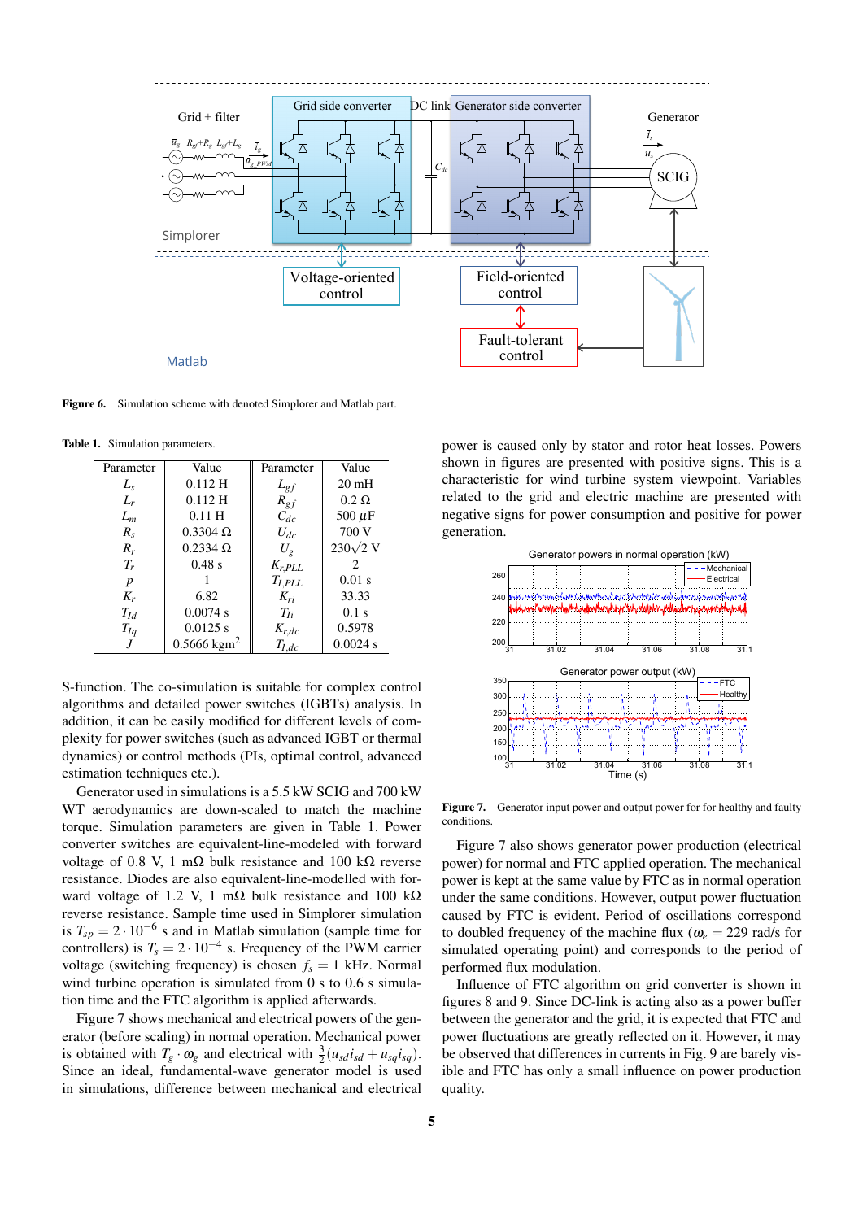Figure 6. Simulation scheme with denoted Simplorer and Matlab part.

Table 1. Simulation parameters.

| Parameter | Value | Parameter | Value |
|---|---|---|---|
| $L_s$ | 0.112 H | $L_{gf}$ | 20 mH |
| $L_r$ | 0.112 H | $R_{gf}$ | 0.2 Ω |
| $L_m$ | 0.11 H | $C_{dc}$ | 500 $\mu$F |
| $R_s$ | 0.3304 Ω | $U_{dc}$ | 700 V |
| $R_r$ | 0.2334 Ω | $U_g$ | $230\sqrt{2}$ V |
| $T_r$ | 0.48 s | $K_{r,PLL}$ | 2 |
| $p$ | 1 | $T_{I,PLL}$ | 0.01 s |
| $K_r$ | 6.82 | $K_{ri}$ | 33.33 |
| $T_{Id}$ | 0.0074 s | $T_{Ii}$ | 0.1 s |
| $T_{Iq}$ | 0.0125 s | $K_{r,dc}$ | 0.5978 |
| $J$ | 0.5666 kgm$^2$ | $T_{I,dc}$ | 0.0024 s |

S-function. The co-simulation is suitable for complex control algorithms and detailed power switches (IGBTs) analysis. In addition, it can be easily modified for different levels of complexity for power switches (such as advanced IGBT or thermal dynamics) or control methods (PIs, optimal control, advanced estimation techniques etc.).

Generator used in simulations is a 5.5 kW SCIG and 700 kW WT aerodynamics are down-scaled to match the machine torque. Simulation parameters are given in Table 1. Power converter switches are equivalent-line-modeled with forward voltage of 0.8 V, 1 mΩ bulk resistance and 100 kΩ reverse resistance. Diodes are also equivalent-line-modelled with forward voltage of 1.2 V, 1 mΩ bulk resistance and 100 kΩ reverse resistance. Sample time used in Simplorer simulation is $T_{sp} = 2 \cdot 10^{-6}$ s and in Matlab simulation (sample time for controllers) is $T_s = 2 \cdot 10^{-4}$ s. Frequency of the PWM carrier voltage (switching frequency) is chosen $f_s = 1$ kHz. Normal wind turbine operation is simulated from 0 s to 0.6 s simulation time and the FTC algorithm is applied afterwards.

Figure 7 shows mechanical and electrical powers of the generator (before scaling) in normal operation. Mechanical power is obtained with $T_g \cdot \omega_g$ and electrical with $\frac{3}{2}(u_{sd}i_{sd} + u_{sq}i_{sq})$. Since an ideal, fundamental-wave generator model is used in simulations, difference between mechanical and electrical power is caused only by stator and rotor heat losses. Powers shown in figures are presented with positive signs. This is a characteristic for wind turbine system viewpoint. Variables related to the grid and electric machine are presented with negative signs for power consumption and positive for power generation.

Figure 7. Generator input power and output power for for healthy and faulty conditions.

Figure 7 also shows generator power production (electrical power) for normal and FTC applied operation. The mechanical power is kept at the same value by FTC as in normal operation under the same conditions. However, output power fluctuation caused by FTC is evident. Period of oscillations correspond to doubled frequency of the machine flux ($\omega_e = 229$ rad/s for simulated operating point) and corresponds to the period of performed flux modulation.

Influence of FTC algorithm on grid converter is shown in figures 8 and 9. Since DC-link is acting also as a power buffer between the generator and the grid, it is expected that FTC and power fluctuations are greatly reflected on it. However, it may be observed that differences in currents in Fig. 9 are barely visible and FTC has only a small influence on power production quality.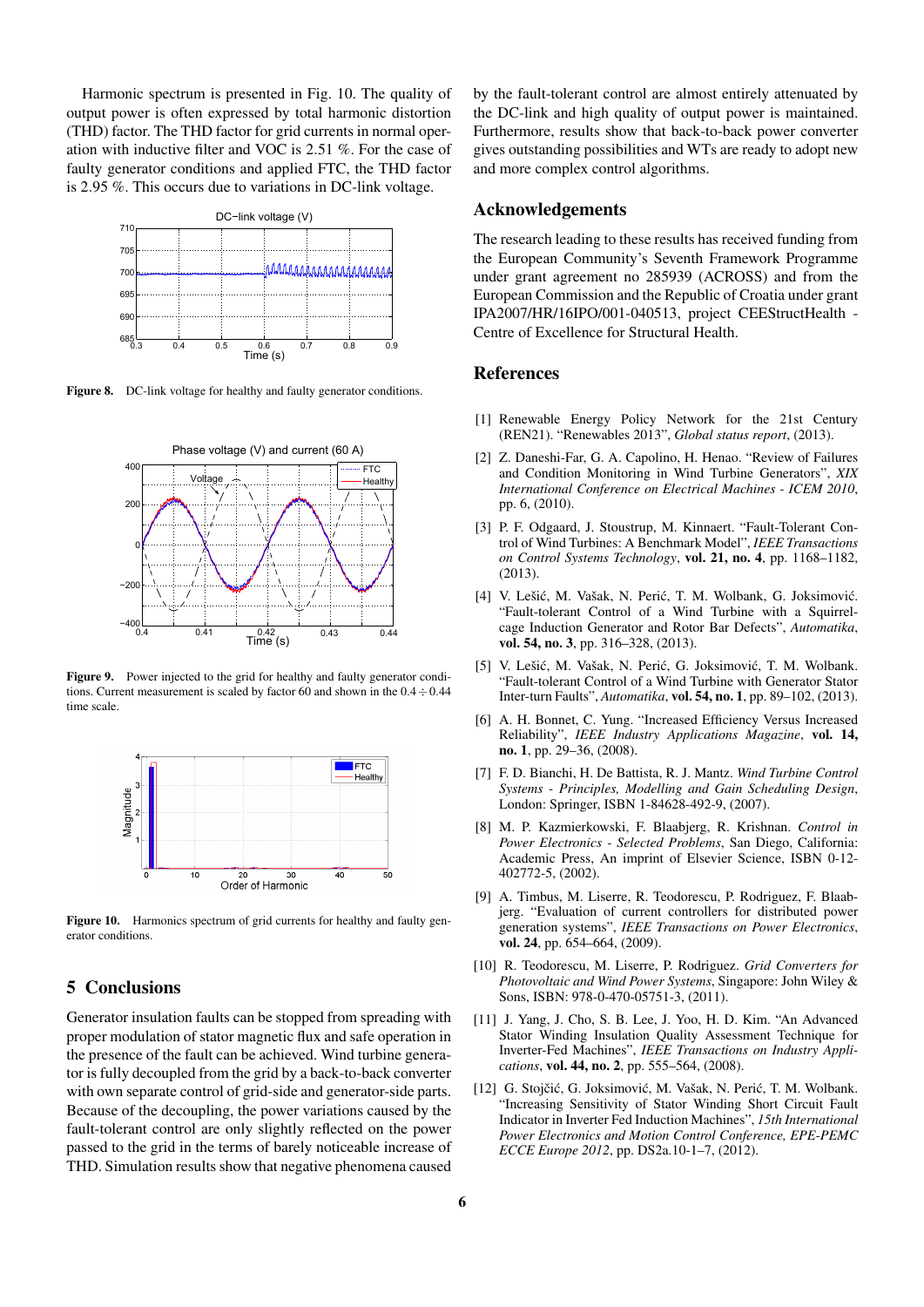Harmonic spectrum is presented in Fig. 10. The quality of output power is often expressed by total harmonic distortion (THD) factor. The THD factor for grid currents in normal operation with inductive filter and VOC is 2.51 %. For the case of faulty generator conditions and applied FTC, the THD factor is 2.95 %. This occurs due to variations in DC-link voltage.

DC−link voltage (V)
710
705
700
695
690
685
0.3
0.4
0.5
0.6
0.7
0.8
0.9
Time (s)

**Figure 8.** DC-link voltage for healthy and faulty generator conditions.

Phase voltage (V) and current (60 A)
FTC
Healthy
Voltage
400
200
0
−200
−400
0.4
0.41
0.42
0.43
0.44
Time (s)

**Figure 9.** Power injected to the grid for healthy and faulty generator conditions. Current measurement is scaled by factor 60 and shown in the $0.4 \div 0.44$ time scale.

FTC
Healthy
Magnitude
4
3
2
1
0
10
20
30
40
50
Order of Harmonic

**Figure 10.** Harmonics spectrum of grid currents for healthy and faulty generator conditions.

## 5 Conclusions

Generator insulation faults can be stopped from spreading with proper modulation of stator magnetic flux and safe operation in the presence of the fault can be achieved. Wind turbine generator is fully decoupled from the grid by a back-to-back converter with own separate control of grid-side and generator-side parts. Because of the decoupling, the power variations caused by the fault-tolerant control are only slightly reflected on the power passed to the grid in the terms of barely noticeable increase of THD. Simulation results show that negative phenomena caused by the fault-tolerant control are almost entirely attenuated by the DC-link and high quality of output power is maintained. Furthermore, results show that back-to-back power converter gives outstanding possibilities and WTs are ready to adopt new and more complex control algorithms.

## Acknowledgements

The research leading to these results has received funding from the European Community's Seventh Framework Programme under grant agreement no 285939 (ACROSS) and from the European Commission and the Republic of Croatia under grant IPA2007/HR/16IPO/001-040513, project CEEStructHealth - Centre of Excellence for Structural Health.

## References

[1] Renewable Energy Policy Network for the 21st Century (REN21). "Renewables 2013", *Global status report*, (2013).

[2] Z. Daneshi-Far, G. A. Capolino, H. Henao. "Review of Failures and Condition Monitoring in Wind Turbine Generators", *XIX International Conference on Electrical Machines - ICEM 2010*, pp. 6, (2010).

[3] P. F. Odgaard, J. Stoustrup, M. Kinnaert. "Fault-Tolerant Control of Wind Turbines: A Benchmark Model", *IEEE Transactions on Control Systems Technology*, **vol. 21, no. 4**, pp. 1168–1182, (2013).

[4] V. Lešić, M. Vašak, N. Perić, T. M. Wolbank, G. Joksimović. "Fault-tolerant Control of a Wind Turbine with a Squirrel-cage Induction Generator and Rotor Bar Defects", *Automatika*, **vol. 54, no. 3**, pp. 316–328, (2013).

[5] V. Lešić, M. Vašak, N. Perić, G. Joksimović, T. M. Wolbank. "Fault-tolerant Control of a Wind Turbine with Generator Stator Inter-turn Faults", *Automatika*, **vol. 54, no. 1**, pp. 89–102, (2013).

[6] A. H. Bonnet, C. Yung. "Increased Efficiency Versus Increased Reliability", *IEEE Industry Applications Magazine*, **vol. 14, no. 1**, pp. 29–36, (2008).

[7] F. D. Bianchi, H. De Battista, R. J. Mantz. *Wind Turbine Control Systems - Principles, Modelling and Gain Scheduling Design*, London: Springer, ISBN 1-84628-492-9, (2007).

[8] M. P. Kazmierkowski, F. Blaabjerg, R. Krishnan. *Control in Power Electronics - Selected Problems*, San Diego, California: Academic Press, An imprint of Elsevier Science, ISBN 0-12-402772-5, (2002).

[9] A. Timbus, M. Liserre, R. Teodorescu, P. Rodriguez, F. Blaabjerg. "Evaluation of current controllers for distributed power generation systems", *IEEE Transactions on Power Electronics*, **vol. 24**, pp. 654–664, (2009).

[10] R. Teodorescu, M. Liserre, P. Rodriguez. *Grid Converters for Photovoltaic and Wind Power Systems*, Singapore: John Wiley & Sons, ISBN: 978-0-470-05751-3, (2011).

[11] J. Yang, J. Cho, S. B. Lee, J. Yoo, H. D. Kim. "An Advanced Stator Winding Insulation Quality Assessment Technique for Inverter-Fed Machines", *IEEE Transactions on Industry Applications*, **vol. 44, no. 2**, pp. 555–564, (2008).

[12] G. Stojčić, G. Joksimović, M. Vašak, N. Perić, T. M. Wolbank. "Increasing Sensitivity of Stator Winding Short Circuit Fault Indicator in Inverter Fed Induction Machines", *15th International Power Electronics and Motion Control Conference, EPE-PEMC ECCE Europe 2012*, pp. DS2a.10-1–7, (2012).